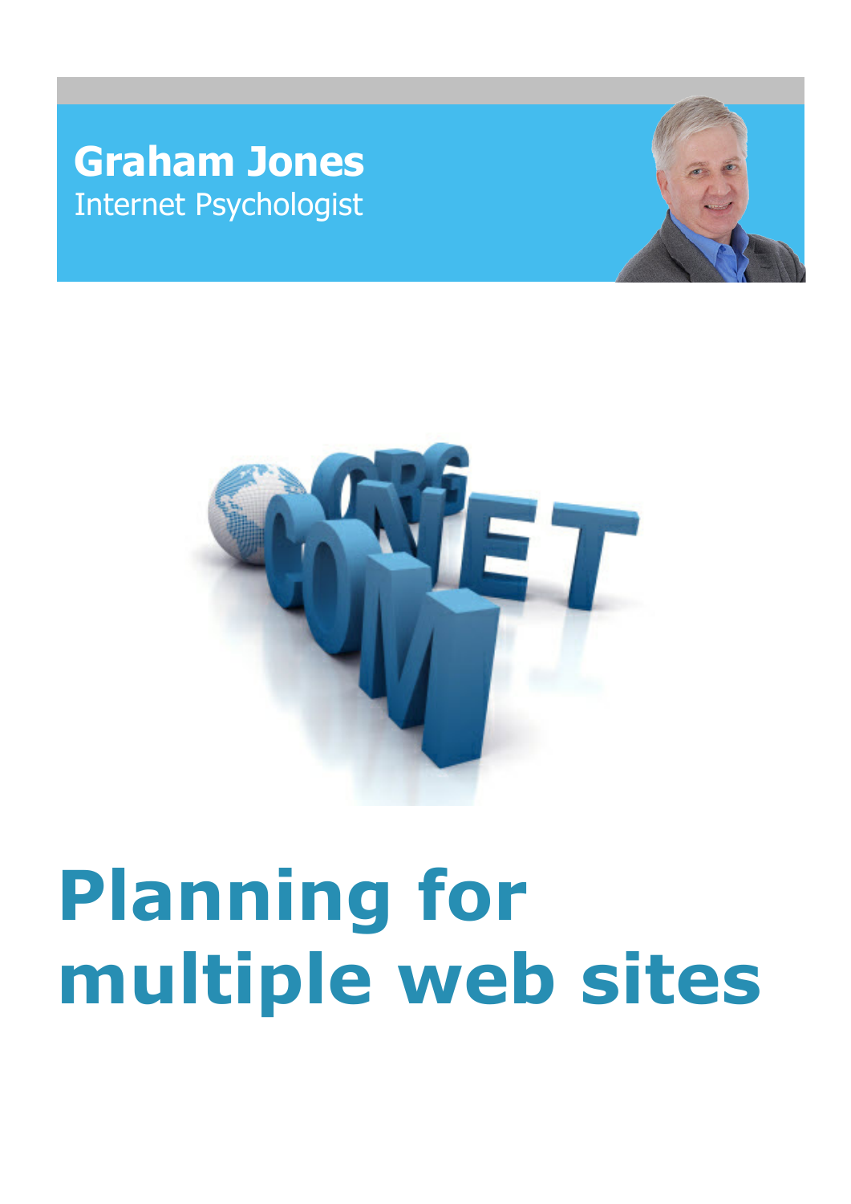**Graham Jones**
Internet Psychologist

# Planning for multiple web sites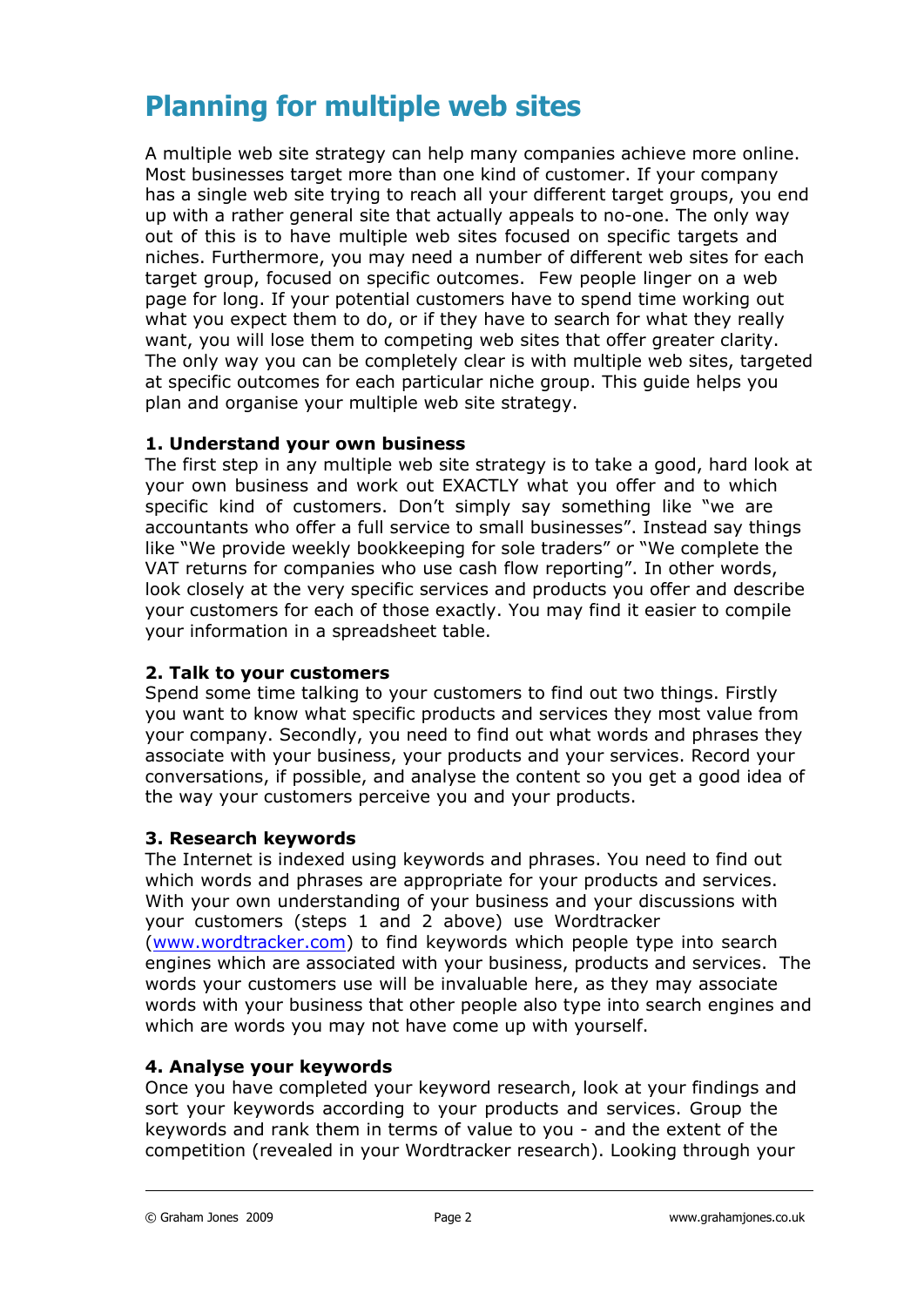# Planning for multiple web sites

A multiple web site strategy can help many companies achieve more online. Most businesses target more than one kind of customer. If your company has a single web site trying to reach all your different target groups, you end up with a rather general site that actually appeals to no-one. The only way out of this is to have multiple web sites focused on specific targets and niches. Furthermore, you may need a number of different web sites for each target group, focused on specific outcomes. Few people linger on a web page for long. If your potential customers have to spend time working out what you expect them to do, or if they have to search for what they really want, you will lose them to competing web sites that offer greater clarity. The only way you can be completely clear is with multiple web sites, targeted at specific outcomes for each particular niche group. This guide helps you plan and organise your multiple web site strategy.

**1. Understand your own business**
The first step in any multiple web site strategy is to take a good, hard look at your own business and work out EXACTLY what you offer and to which specific kind of customers. Don't simply say something like "we are accountants who offer a full service to small businesses". Instead say things like "We provide weekly bookkeeping for sole traders" or "We complete the VAT returns for companies who use cash flow reporting". In other words, look closely at the very specific services and products you offer and describe your customers for each of those exactly. You may find it easier to compile your information in a spreadsheet table.

**2. Talk to your customers**
Spend some time talking to your customers to find out two things. Firstly you want to know what specific products and services they most value from your company. Secondly, you need to find out what words and phrases they associate with your business, your products and your services. Record your conversations, if possible, and analyse the content so you get a good idea of the way your customers perceive you and your products.

**3. Research keywords**
The Internet is indexed using keywords and phrases. You need to find out which words and phrases are appropriate for your products and services. With your own understanding of your business and your discussions with your customers (steps 1 and 2 above) use Wordtracker (www.wordtracker.com) to find keywords which people type into search engines which are associated with your business, products and services. The words your customers use will be invaluable here, as they may associate words with your business that other people also type into search engines and which are words you may not have come up with yourself.

**4. Analyse your keywords**
Once you have completed your keyword research, look at your findings and sort your keywords according to your products and services. Group the keywords and rank them in terms of value to you - and the extent of the competition (revealed in your Wordtracker research). Looking through your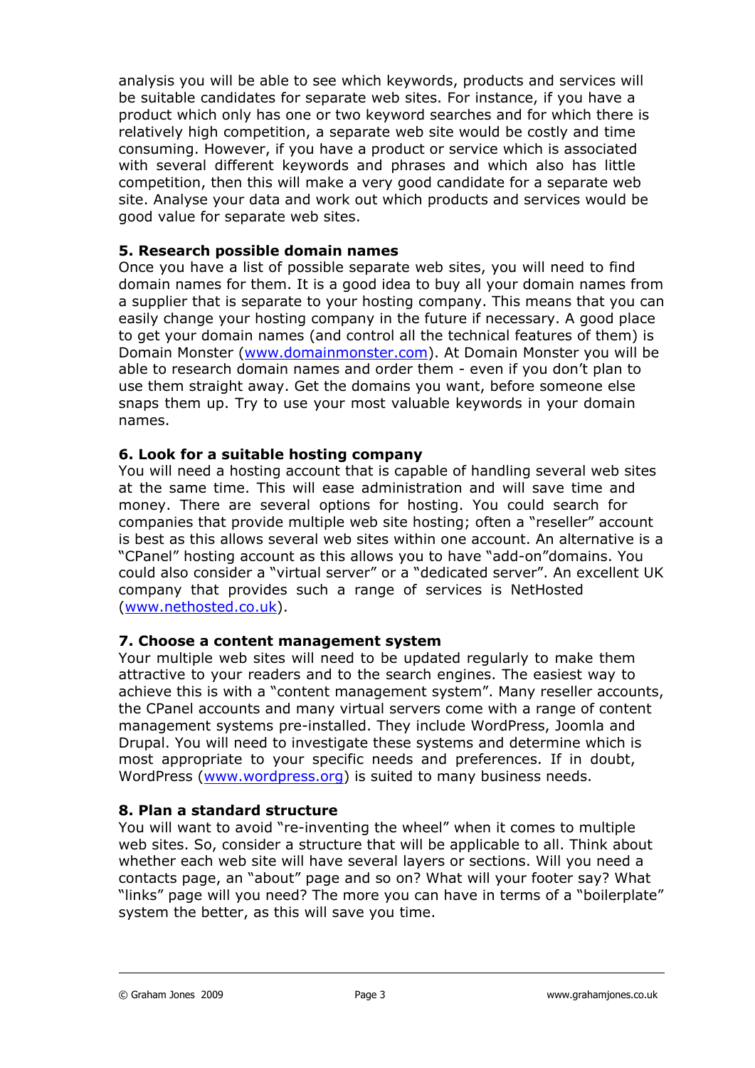analysis you will be able to see which keywords, products and services will be suitable candidates for separate web sites. For instance, if you have a product which only has one or two keyword searches and for which there is relatively high competition, a separate web site would be costly and time consuming. However, if you have a product or service which is associated with several different keywords and phrases and which also has little competition, then this will make a very good candidate for a separate web site. Analyse your data and work out which products and services would be good value for separate web sites.

**5. Research possible domain names**
Once you have a list of possible separate web sites, you will need to find domain names for them. It is a good idea to buy all your domain names from a supplier that is separate to your hosting company. This means that you can easily change your hosting company in the future if necessary. A good place to get your domain names (and control all the technical features of them) is Domain Monster ([www.domainmonster.com](http://www.domainmonster.com)). At Domain Monster you will be able to research domain names and order them - even if you don't plan to use them straight away. Get the domains you want, before someone else snaps them up. Try to use your most valuable keywords in your domain names.

**6. Look for a suitable hosting company**
You will need a hosting account that is capable of handling several web sites at the same time. This will ease administration and will save time and money. There are several options for hosting. You could search for companies that provide multiple web site hosting; often a "reseller" account is best as this allows several web sites within one account. An alternative is a "CPanel" hosting account as this allows you to have "add-on"domains. You could also consider a "virtual server" or a "dedicated server". An excellent UK company that provides such a range of services is NetHosted ([www.nethosted.co.uk](http://www.nethosted.co.uk)).

**7. Choose a content management system**
Your multiple web sites will need to be updated regularly to make them attractive to your readers and to the search engines. The easiest way to achieve this is with a "content management system". Many reseller accounts, the CPanel accounts and many virtual servers come with a range of content management systems pre-installed. They include WordPress, Joomla and Drupal. You will need to investigate these systems and determine which is most appropriate to your specific needs and preferences. If in doubt, WordPress ([www.wordpress.org](http://www.wordpress.org)) is suited to many business needs.

**8. Plan a standard structure**
You will want to avoid "re-inventing the wheel" when it comes to multiple web sites. So, consider a structure that will be applicable to all. Think about whether each web site will have several layers or sections. Will you need a contacts page, an "about" page and so on? What will your footer say? What "links" page will you need? The more you can have in terms of a "boilerplate" system the better, as this will save you time.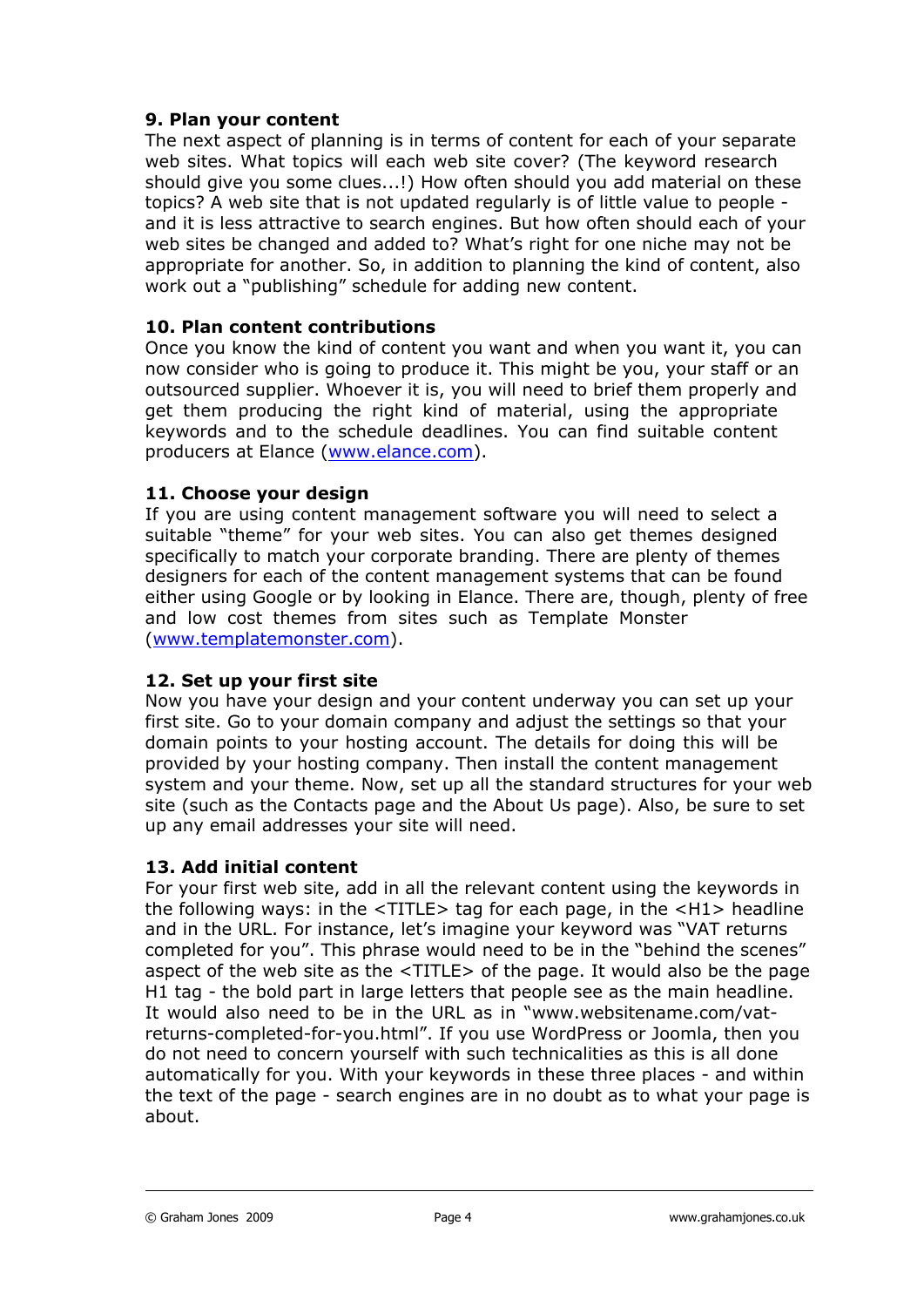### 9. Plan your content

The next aspect of planning is in terms of content for each of your separate web sites. What topics will each web site cover? (The keyword research should give you some clues...!) How often should you add material on these topics? A web site that is not updated regularly is of little value to people - and it is less attractive to search engines. But how often should each of your web sites be changed and added to? What's right for one niche may not be appropriate for another. So, in addition to planning the kind of content, also work out a "publishing" schedule for adding new content.

### 10. Plan content contributions

Once you know the kind of content you want and when you want it, you can now consider who is going to produce it. This might be you, your staff or an outsourced supplier. Whoever it is, you will need to brief them properly and get them producing the right kind of material, using the appropriate keywords and to the schedule deadlines. You can find suitable content producers at Elance ([www.elance.com](http://www.elance.com)).

### 11. Choose your design

If you are using content management software you will need to select a suitable "theme" for your web sites. You can also get themes designed specifically to match your corporate branding. There are plenty of themes designers for each of the content management systems that can be found either using Google or by looking in Elance. There are, though, plenty of free and low cost themes from sites such as Template Monster ([www.templatemonster.com](http://www.templatemonster.com)).

### 12. Set up your first site

Now you have your design and your content underway you can set up your first site. Go to your domain company and adjust the settings so that your domain points to your hosting account. The details for doing this will be provided by your hosting company. Then install the content management system and your theme. Now, set up all the standard structures for your web site (such as the Contacts page and the About Us page). Also, be sure to set up any email addresses your site will need.

### 13. Add initial content

For your first web site, add in all the relevant content using the keywords in the following ways: in the <TITLE> tag for each page, in the <H1> headline and in the URL. For instance, let's imagine your keyword was "VAT returns completed for you". This phrase would need to be in the "behind the scenes" aspect of the web site as the <TITLE> of the page. It would also be the page H1 tag - the bold part in large letters that people see as the main headline. It would also need to be in the URL as in "www.websitename.com/vat-returns-completed-for-you.html". If you use WordPress or Joomla, then you do not need to concern yourself with such technicalities as this is all done automatically for you. With your keywords in these three places - and within the text of the page - search engines are in no doubt as to what your page is about.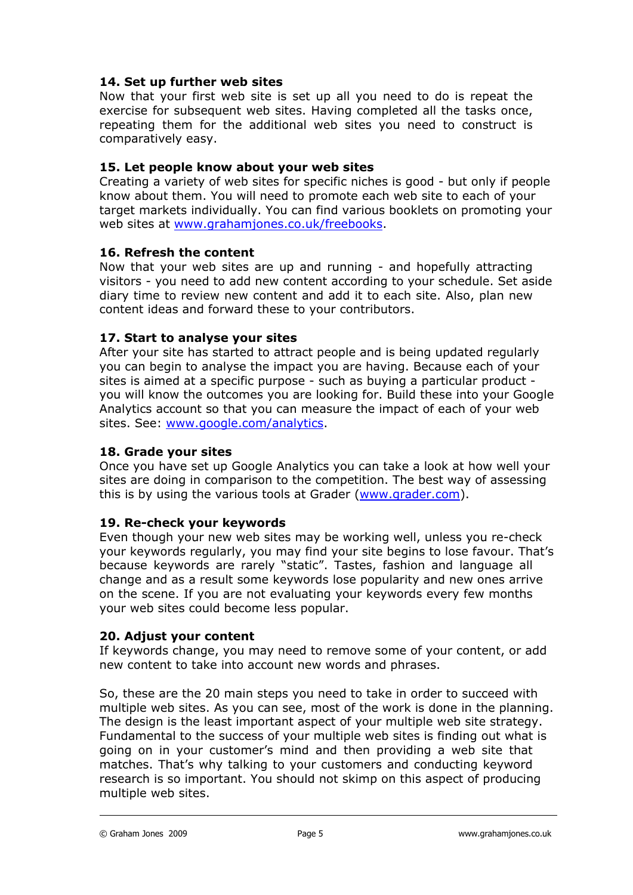### 14. Set up further web sites

Now that your first web site is set up all you need to do is repeat the exercise for subsequent web sites. Having completed all the tasks once, repeating them for the additional web sites you need to construct is comparatively easy.

### 15. Let people know about your web sites

Creating a variety of web sites for specific niches is good - but only if people know about them. You will need to promote each web site to each of your target markets individually. You can find various booklets on promoting your web sites at [www.grahamjones.co.uk/freebooks](http://www.grahamjones.co.uk/freebooks).

### 16. Refresh the content

Now that your web sites are up and running - and hopefully attracting visitors - you need to add new content according to your schedule. Set aside diary time to review new content and add it to each site. Also, plan new content ideas and forward these to your contributors.

### 17. Start to analyse your sites

After your site has started to attract people and is being updated regularly you can begin to analyse the impact you are having. Because each of your sites is aimed at a specific purpose - such as buying a particular product - you will know the outcomes you are looking for. Build these into your Google Analytics account so that you can measure the impact of each of your web sites. See: [www.google.com/analytics](http://www.google.com/analytics).

### 18. Grade your sites

Once you have set up Google Analytics you can take a look at how well your sites are doing in comparison to the competition. The best way of assessing this is by using the various tools at Grader ([www.grader.com](http://www.grader.com)).

### 19. Re-check your keywords

Even though your new web sites may be working well, unless you re-check your keywords regularly, you may find your site begins to lose favour. That's because keywords are rarely "static". Tastes, fashion and language all change and as a result some keywords lose popularity and new ones arrive on the scene. If you are not evaluating your keywords every few months your web sites could become less popular.

### 20. Adjust your content

If keywords change, you may need to remove some of your content, or add new content to take into account new words and phrases.

So, these are the 20 main steps you need to take in order to succeed with multiple web sites. As you can see, most of the work is done in the planning. The design is the least important aspect of your multiple web site strategy. Fundamental to the success of your multiple web sites is finding out what is going on in your customer's mind and then providing a web site that matches. That's why talking to your customers and conducting keyword research is so important. You should not skimp on this aspect of producing multiple web sites.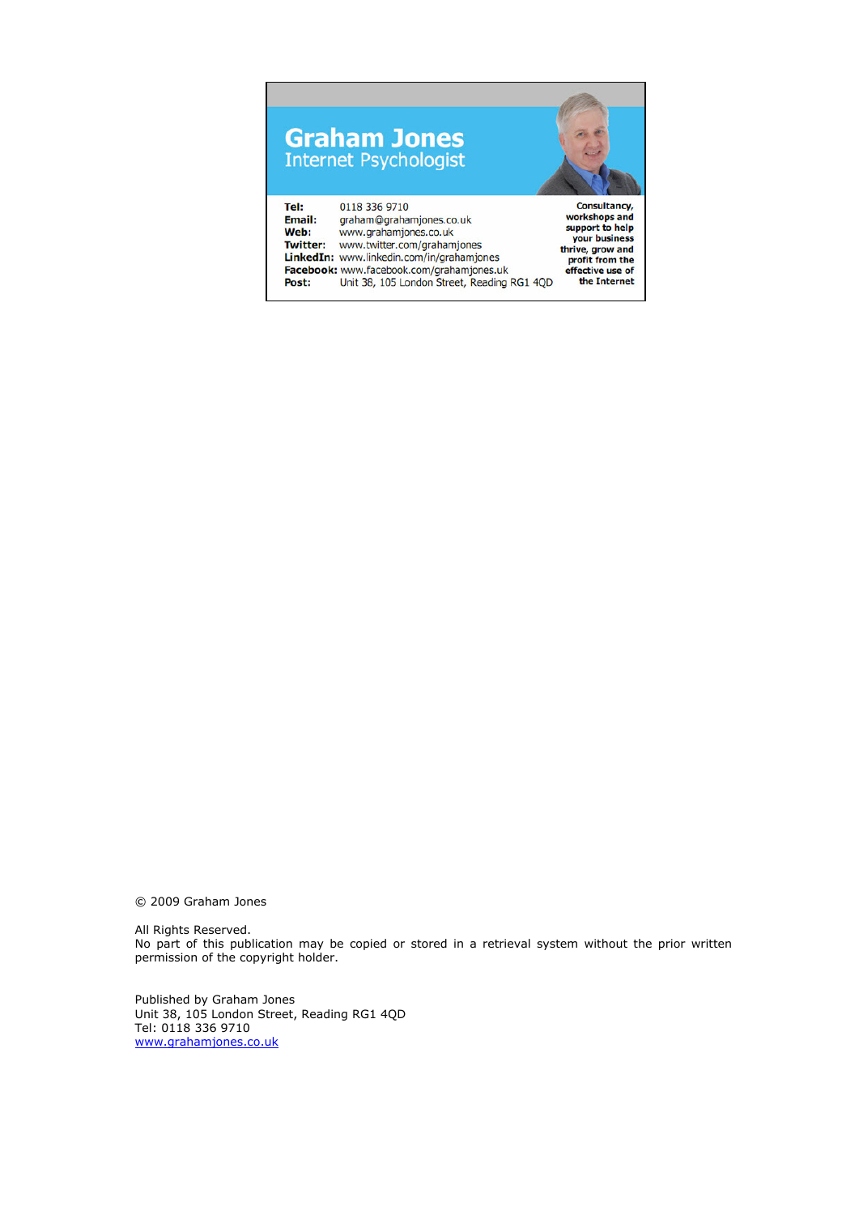# Graham Jones

## Internet Psychologist

**Tel:** 0118 336 9710
**Email:** graham@grahamjones.co.uk
**Web:** www.grahamjones.co.uk
**Twitter:** www.twitter.com/grahamjones
**LinkedIn:** www.linkedin.com/in/grahamjones
**Facebook:** www.facebook.com/grahamjones.uk
**Post:** Unit 38, 105 London Street, Reading RG1 4QD

**Consultancy, workshops and support to help your business thrive, grow and profit from the effective use of the Internet**

© 2009 Graham Jones

All Rights Reserved.
No part of this publication may be copied or stored in a retrieval system without the prior written permission of the copyright holder.

Published by Graham Jones
Unit 38, 105 London Street, Reading RG1 4QD
Tel: 0118 336 9710
www.grahamjones.co.uk